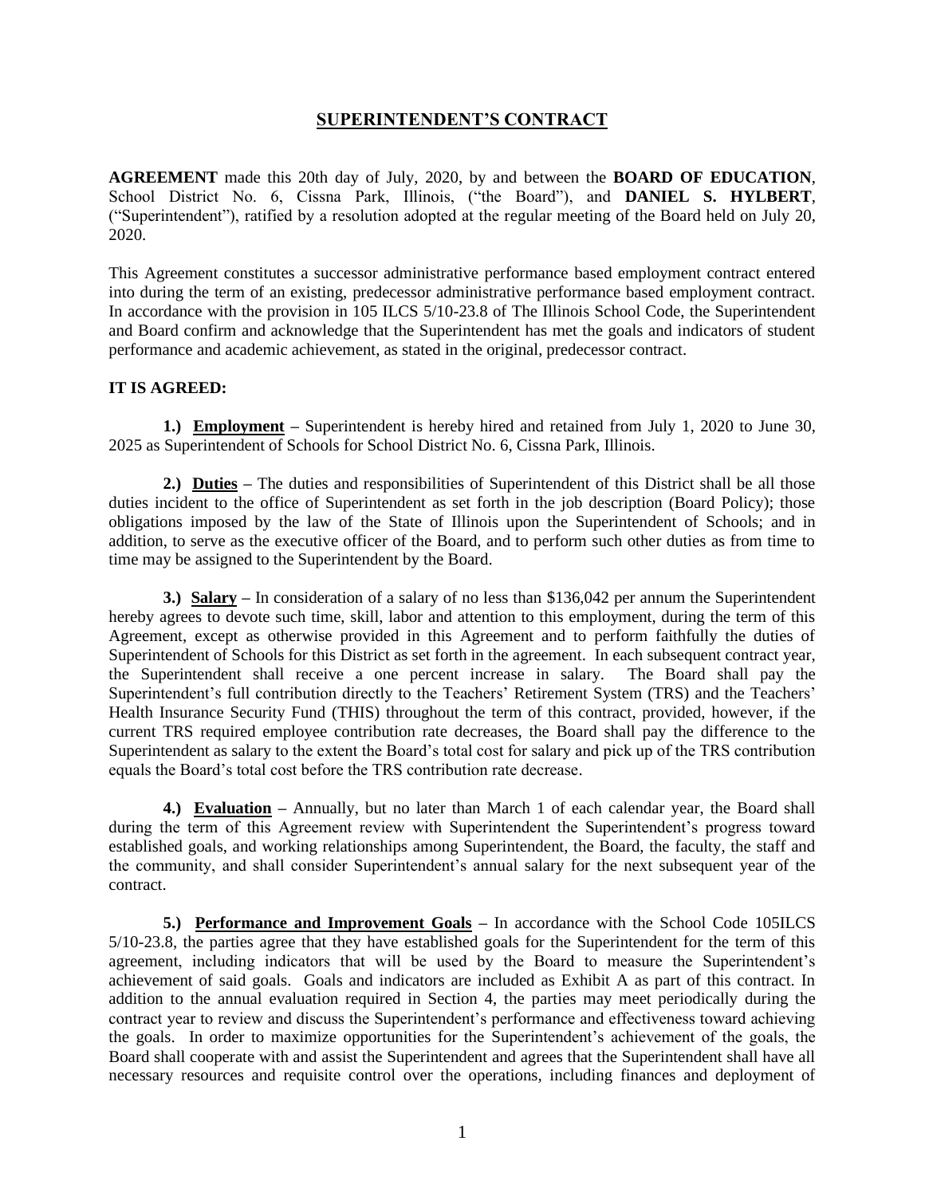# SUPERINTENDENT'S CONTRACT

**AGREEMENT** made this 20th day of July, 2020, by and between the **BOARD OF EDUCATION**, School District No. 6, Cissna Park, Illinois, ("the Board"), and **DANIEL S. HYLBERT**, ("Superintendent"), ratified by a resolution adopted at the regular meeting of the Board held on July 20, 2020.

This Agreement constitutes a successor administrative performance based employment contract entered into during the term of an existing, predecessor administrative performance based employment contract. In accordance with the provision in 105 ILCS 5/10-23.8 of The Illinois School Code, the Superintendent and Board confirm and acknowledge that the Superintendent has met the goals and indicators of student performance and academic achievement, as stated in the original, predecessor contract.

**IT IS AGREED:**

**1.) Employment** – Superintendent is hereby hired and retained from July 1, 2020 to June 30, 2025 as Superintendent of Schools for School District No. 6, Cissna Park, Illinois.

**2.) Duties** – The duties and responsibilities of Superintendent of this District shall be all those duties incident to the office of Superintendent as set forth in the job description (Board Policy); those obligations imposed by the law of the State of Illinois upon the Superintendent of Schools; and in addition, to serve as the executive officer of the Board, and to perform such other duties as from time to time may be assigned to the Superintendent by the Board.

**3.) Salary** – In consideration of a salary of no less than $136,042 per annum the Superintendent hereby agrees to devote such time, skill, labor and attention to this employment, during the term of this Agreement, except as otherwise provided in this Agreement and to perform faithfully the duties of Superintendent of Schools for this District as set forth in the agreement. In each subsequent contract year, the Superintendent shall receive a one percent increase in salary. The Board shall pay the Superintendent's full contribution directly to the Teachers' Retirement System (TRS) and the Teachers' Health Insurance Security Fund (THIS) throughout the term of this contract, provided, however, if the current TRS required employee contribution rate decreases, the Board shall pay the difference to the Superintendent as salary to the extent the Board's total cost for salary and pick up of the TRS contribution equals the Board's total cost before the TRS contribution rate decrease.

**4.) Evaluation** – Annually, but no later than March 1 of each calendar year, the Board shall during the term of this Agreement review with Superintendent the Superintendent's progress toward established goals, and working relationships among Superintendent, the Board, the faculty, the staff and the community, and shall consider Superintendent's annual salary for the next subsequent year of the contract.

**5.) Performance and Improvement Goals** – In accordance with the School Code 105ILCS 5/10-23.8, the parties agree that they have established goals for the Superintendent for the term of this agreement, including indicators that will be used by the Board to measure the Superintendent's achievement of said goals. Goals and indicators are included as Exhibit A as part of this contract. In addition to the annual evaluation required in Section 4, the parties may meet periodically during the contract year to review and discuss the Superintendent's performance and effectiveness toward achieving the goals. In order to maximize opportunities for the Superintendent's achievement of the goals, the Board shall cooperate with and assist the Superintendent and agrees that the Superintendent shall have all necessary resources and requisite control over the operations, including finances and deployment of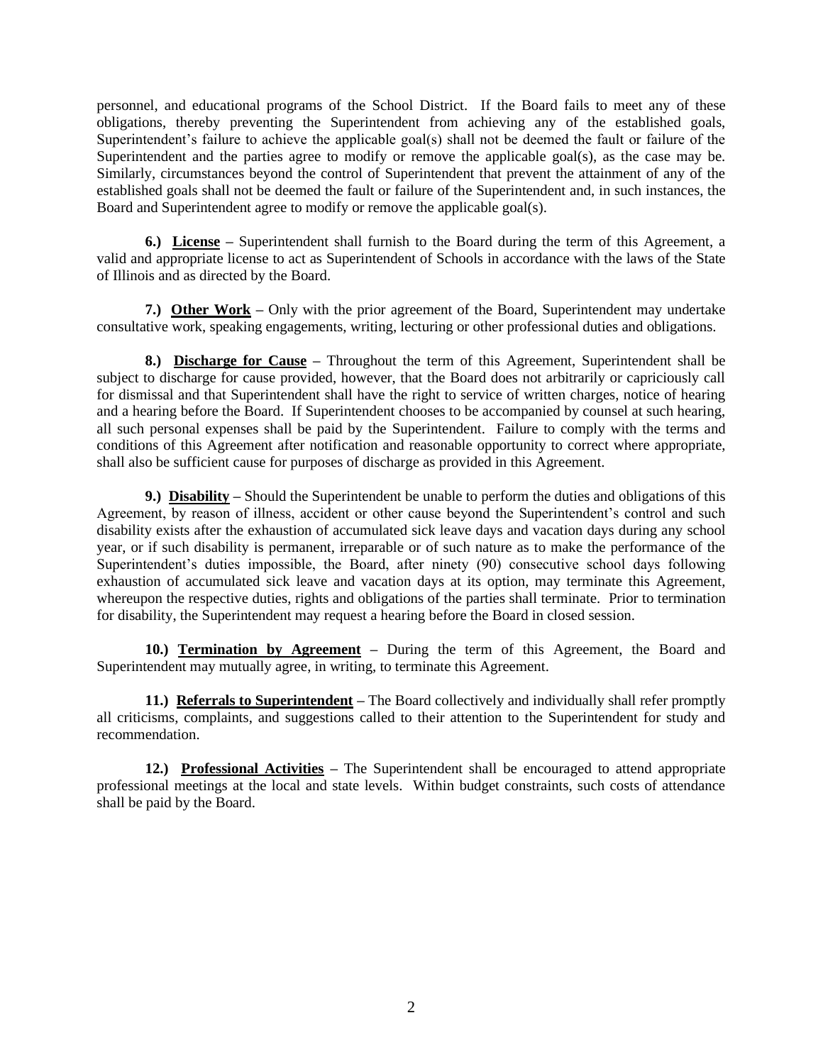personnel, and educational programs of the School District. If the Board fails to meet any of these obligations, thereby preventing the Superintendent from achieving any of the established goals, Superintendent's failure to achieve the applicable goal(s) shall not be deemed the fault or failure of the Superintendent and the parties agree to modify or remove the applicable goal(s), as the case may be. Similarly, circumstances beyond the control of Superintendent that prevent the attainment of any of the established goals shall not be deemed the fault or failure of the Superintendent and, in such instances, the Board and Superintendent agree to modify or remove the applicable goal(s).

**6.) License** – Superintendent shall furnish to the Board during the term of this Agreement, a valid and appropriate license to act as Superintendent of Schools in accordance with the laws of the State of Illinois and as directed by the Board.

**7.) Other Work** – Only with the prior agreement of the Board, Superintendent may undertake consultative work, speaking engagements, writing, lecturing or other professional duties and obligations.

**8.) Discharge for Cause** – Throughout the term of this Agreement, Superintendent shall be subject to discharge for cause provided, however, that the Board does not arbitrarily or capriciously call for dismissal and that Superintendent shall have the right to service of written charges, notice of hearing and a hearing before the Board. If Superintendent chooses to be accompanied by counsel at such hearing, all such personal expenses shall be paid by the Superintendent. Failure to comply with the terms and conditions of this Agreement after notification and reasonable opportunity to correct where appropriate, shall also be sufficient cause for purposes of discharge as provided in this Agreement.

**9.) Disability** – Should the Superintendent be unable to perform the duties and obligations of this Agreement, by reason of illness, accident or other cause beyond the Superintendent's control and such disability exists after the exhaustion of accumulated sick leave days and vacation days during any school year, or if such disability is permanent, irreparable or of such nature as to make the performance of the Superintendent's duties impossible, the Board, after ninety (90) consecutive school days following exhaustion of accumulated sick leave and vacation days at its option, may terminate this Agreement, whereupon the respective duties, rights and obligations of the parties shall terminate. Prior to termination for disability, the Superintendent may request a hearing before the Board in closed session.

**10.) Termination by Agreement** – During the term of this Agreement, the Board and Superintendent may mutually agree, in writing, to terminate this Agreement.

**11.) Referrals to Superintendent** – The Board collectively and individually shall refer promptly all criticisms, complaints, and suggestions called to their attention to the Superintendent for study and recommendation.

**12.) Professional Activities** – The Superintendent shall be encouraged to attend appropriate professional meetings at the local and state levels. Within budget constraints, such costs of attendance shall be paid by the Board.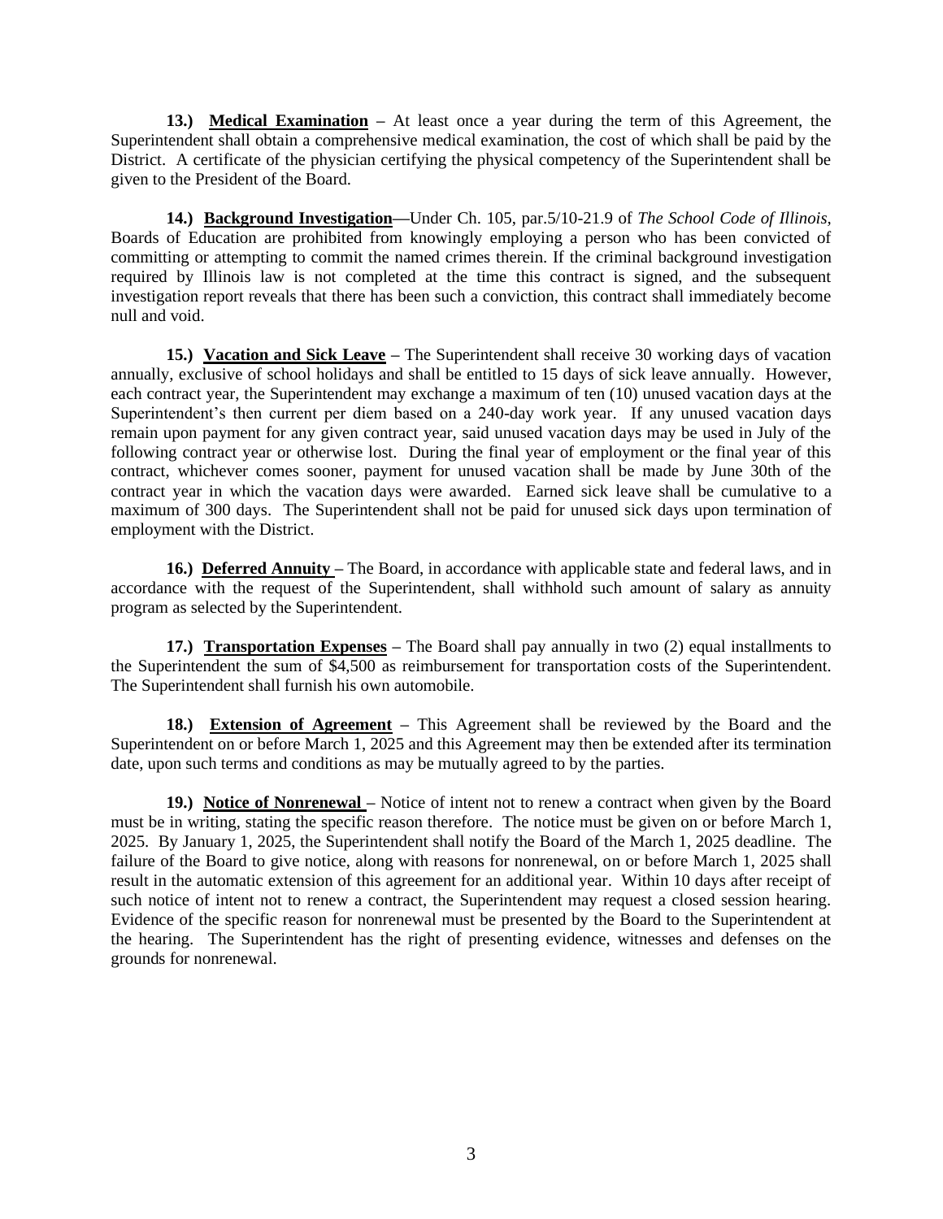**13.) <u>Medical Examination</u>** – At least once a year during the term of this Agreement, the Superintendent shall obtain a comprehensive medical examination, the cost of which shall be paid by the District. A certificate of the physician certifying the physical competency of the Superintendent shall be given to the President of the Board.

**14.) <u>Background Investigation</u>**—Under Ch. 105, par.5/10-21.9 of *The School Code of Illinois*, Boards of Education are prohibited from knowingly employing a person who has been convicted of committing or attempting to commit the named crimes therein. If the criminal background investigation required by Illinois law is not completed at the time this contract is signed, and the subsequent investigation report reveals that there has been such a conviction, this contract shall immediately become null and void.

**15.) <u>Vacation and Sick Leave</u>** – The Superintendent shall receive 30 working days of vacation annually, exclusive of school holidays and shall be entitled to 15 days of sick leave annually. However, each contract year, the Superintendent may exchange a maximum of ten (10) unused vacation days at the Superintendent's then current per diem based on a 240-day work year. If any unused vacation days remain upon payment for any given contract year, said unused vacation days may be used in July of the following contract year or otherwise lost. During the final year of employment or the final year of this contract, whichever comes sooner, payment for unused vacation shall be made by June 30th of the contract year in which the vacation days were awarded. Earned sick leave shall be cumulative to a maximum of 300 days. The Superintendent shall not be paid for unused sick days upon termination of employment with the District.

**16.) <u>Deferred Annuity</u>** – The Board, in accordance with applicable state and federal laws, and in accordance with the request of the Superintendent, shall withhold such amount of salary as annuity program as selected by the Superintendent.

**17.) <u>Transportation Expenses</u>** – The Board shall pay annually in two (2) equal installments to the Superintendent the sum of $4,500 as reimbursement for transportation costs of the Superintendent. The Superintendent shall furnish his own automobile.

**18.) <u>Extension of Agreement</u>** – This Agreement shall be reviewed by the Board and the Superintendent on or before March 1, 2025 and this Agreement may then be extended after its termination date, upon such terms and conditions as may be mutually agreed to by the parties.

**19.) <u>Notice of Nonrenewal</u>** – Notice of intent not to renew a contract when given by the Board must be in writing, stating the specific reason therefore. The notice must be given on or before March 1, 2025. By January 1, 2025, the Superintendent shall notify the Board of the March 1, 2025 deadline. The failure of the Board to give notice, along with reasons for nonrenewal, on or before March 1, 2025 shall result in the automatic extension of this agreement for an additional year. Within 10 days after receipt of such notice of intent not to renew a contract, the Superintendent may request a closed session hearing. Evidence of the specific reason for nonrenewal must be presented by the Board to the Superintendent at the hearing. The Superintendent has the right of presenting evidence, witnesses and defenses on the grounds for nonrenewal.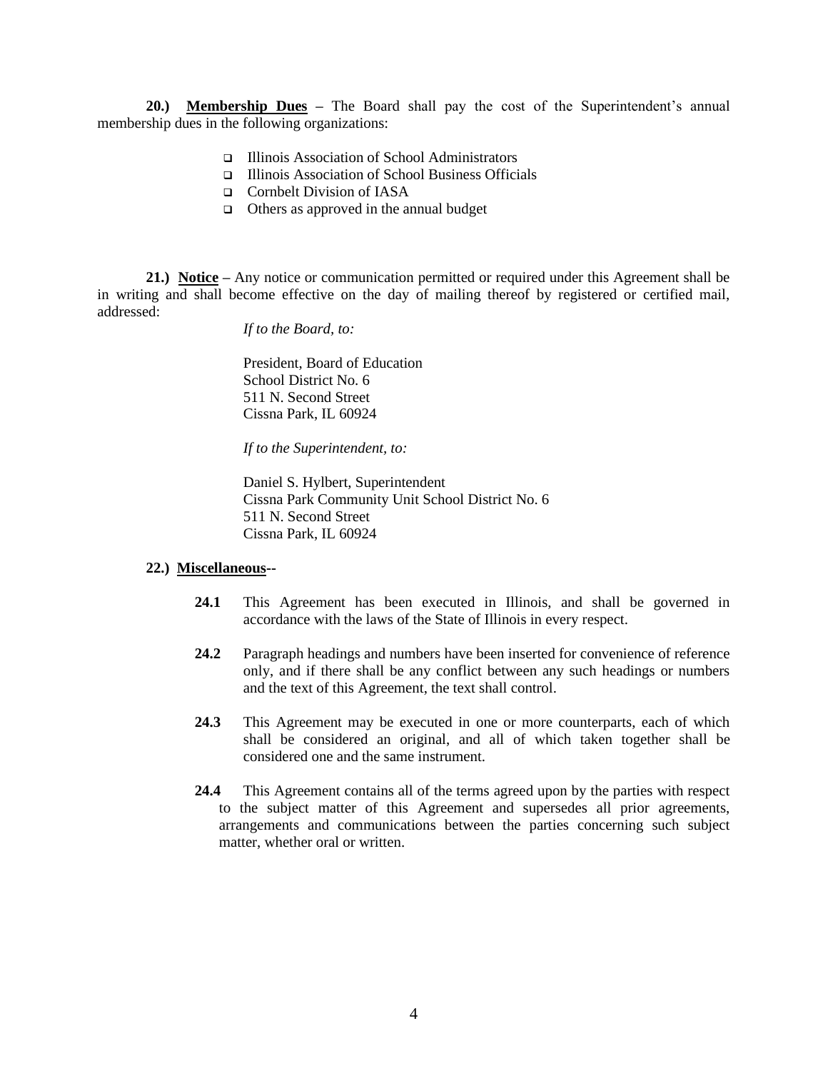**20.) <u>Membership Dues</u>** – The Board shall pay the cost of the Superintendent's annual membership dues in the following organizations:

- Illinois Association of School Administrators
- Illinois Association of School Business Officials
- Cornbelt Division of IASA
- Others as approved in the annual budget

**21.) <u>Notice</u>** – Any notice or communication permitted or required under this Agreement shall be in writing and shall become effective on the day of mailing thereof by registered or certified mail, addressed:

*If to the Board, to:*

President, Board of Education
School District No. 6
511 N. Second Street
Cissna Park, IL 60924

*If to the Superintendent, to:*

Daniel S. Hylbert, Superintendent
Cissna Park Community Unit School District No. 6
511 N. Second Street
Cissna Park, IL 60924

**22.) <u>Miscellaneous</u>--**

**24.1** This Agreement has been executed in Illinois, and shall be governed in accordance with the laws of the State of Illinois in every respect.

**24.2** Paragraph headings and numbers have been inserted for convenience of reference only, and if there shall be any conflict between any such headings or numbers and the text of this Agreement, the text shall control.

**24.3** This Agreement may be executed in one or more counterparts, each of which shall be considered an original, and all of which taken together shall be considered one and the same instrument.

**24.4** This Agreement contains all of the terms agreed upon by the parties with respect to the subject matter of this Agreement and supersedes all prior agreements, arrangements and communications between the parties concerning such subject matter, whether oral or written.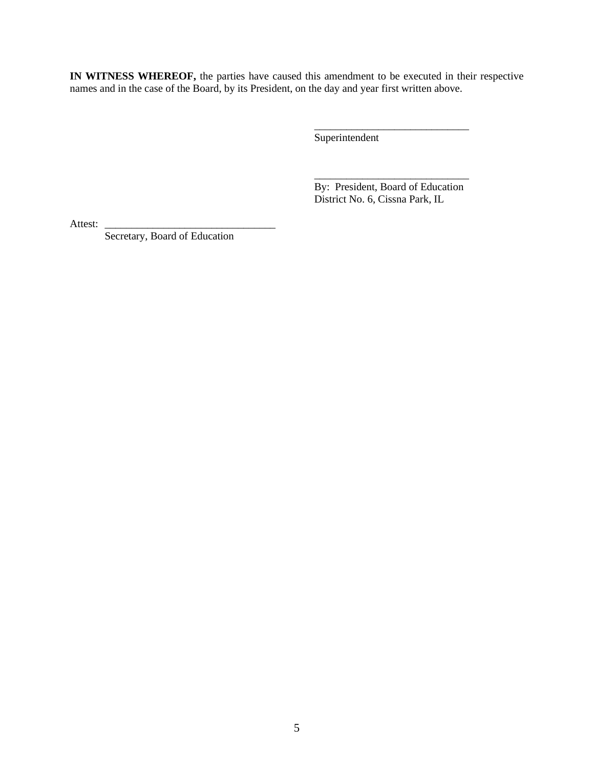**IN WITNESS WHEREOF,** the parties have caused this amendment to be executed in their respective names and in the case of the Board, by its President, on the day and year first written above.

_____________________________
Superintendent

_____________________________
By: President, Board of Education
District No. 6, Cissna Park, IL

Attest: _______________________________
Secretary, Board of Education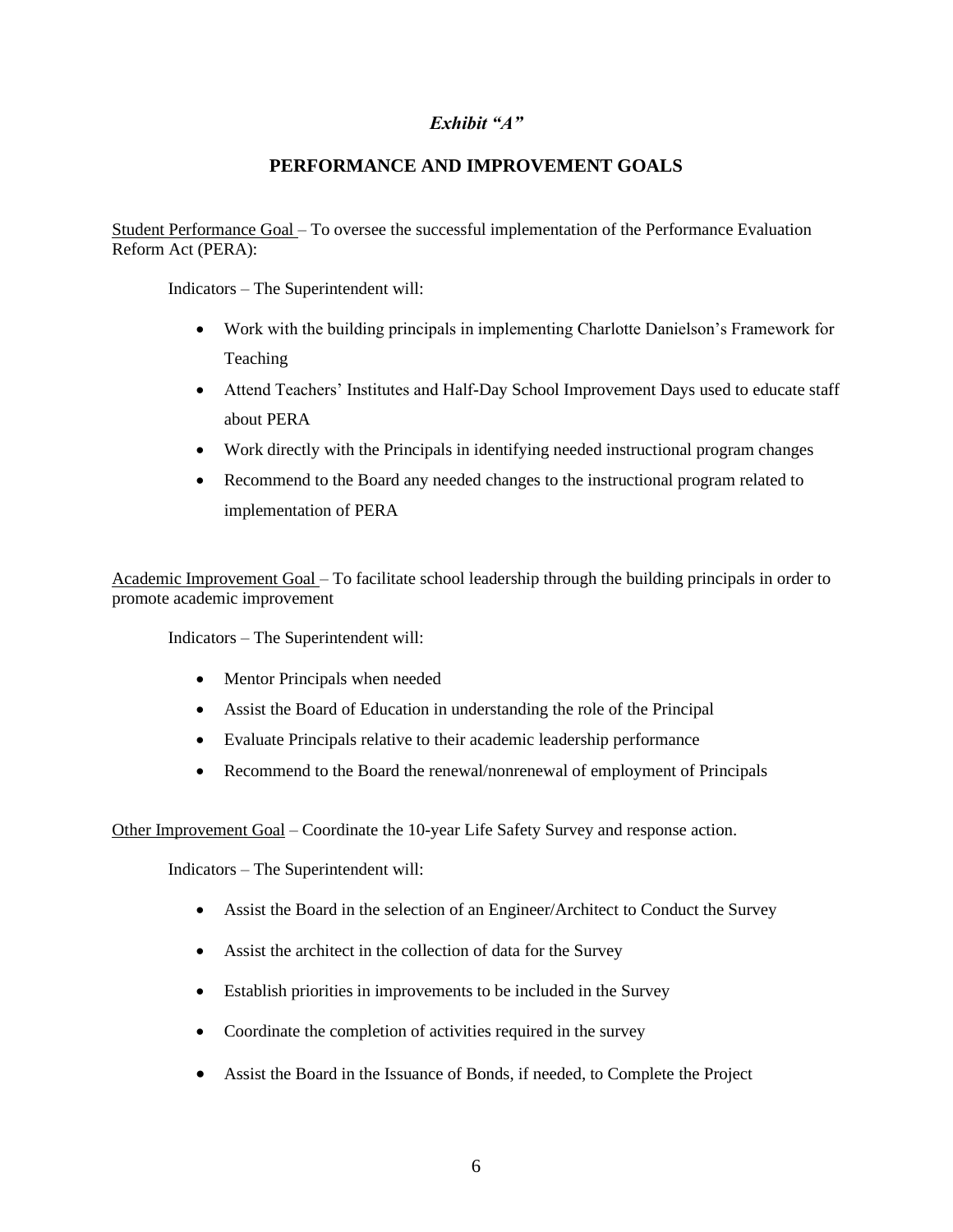### *Exhibit "A"*

## PERFORMANCE AND IMPROVEMENT GOALS

Student Performance Goal – To oversee the successful implementation of the Performance Evaluation Reform Act (PERA):

Indicators – The Superintendent will:

- Work with the building principals in implementing Charlotte Danielson's Framework for Teaching
- Attend Teachers' Institutes and Half-Day School Improvement Days used to educate staff about PERA
- Work directly with the Principals in identifying needed instructional program changes
- Recommend to the Board any needed changes to the instructional program related to implementation of PERA

Academic Improvement Goal – To facilitate school leadership through the building principals in order to promote academic improvement

Indicators – The Superintendent will:

- Mentor Principals when needed
- Assist the Board of Education in understanding the role of the Principal
- Evaluate Principals relative to their academic leadership performance
- Recommend to the Board the renewal/nonrenewal of employment of Principals

Other Improvement Goal – Coordinate the 10-year Life Safety Survey and response action.

Indicators – The Superintendent will:

- Assist the Board in the selection of an Engineer/Architect to Conduct the Survey
- Assist the architect in the collection of data for the Survey
- Establish priorities in improvements to be included in the Survey
- Coordinate the completion of activities required in the survey
- Assist the Board in the Issuance of Bonds, if needed, to Complete the Project